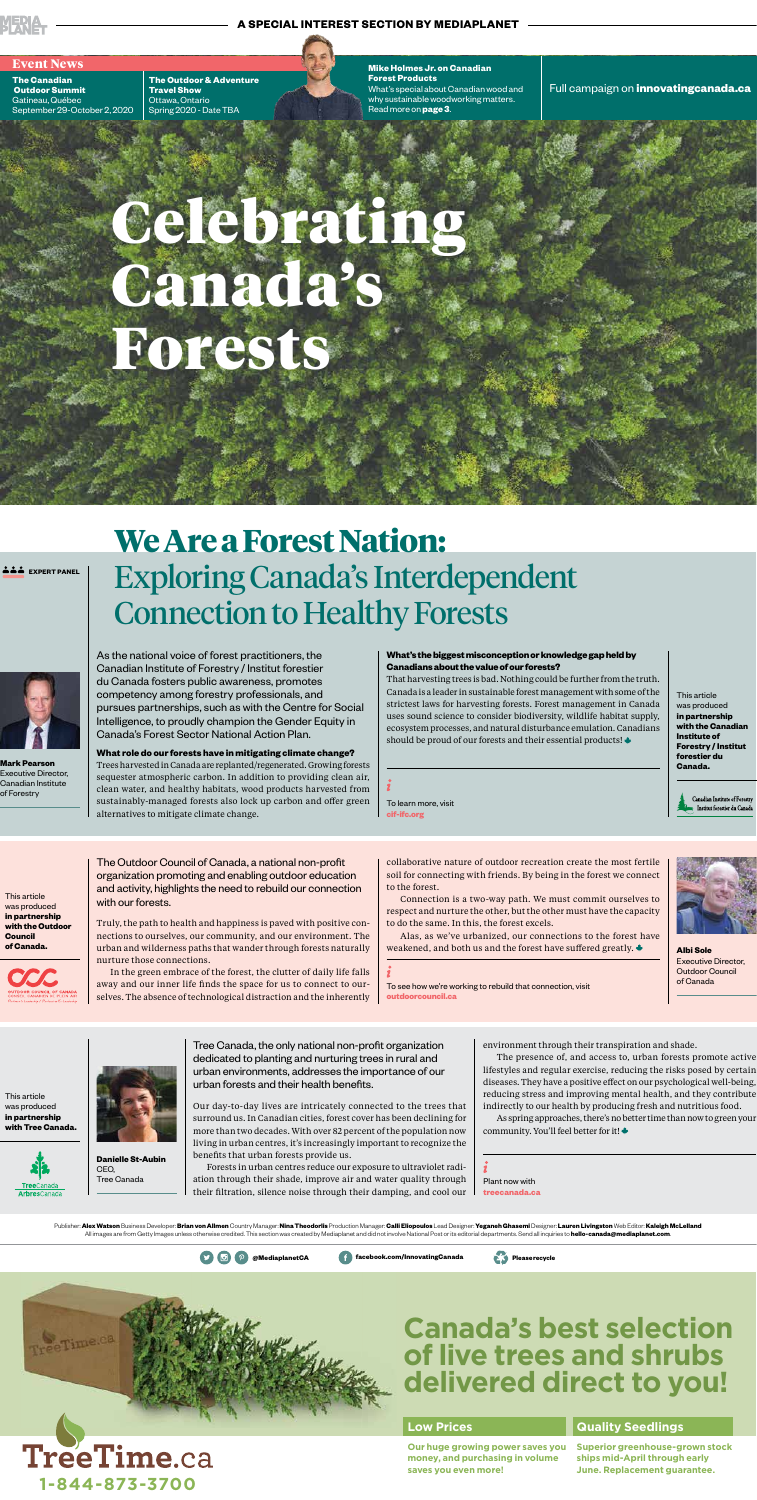A SPECIAL INTEREST SECTION BY MEDIAPLANET

**Event News**

**The Canadian Outdoor Summit**
Gatineau, Québec
September 29-October 2, 2020

**The Outdoor & Adventure Travel Show**
Ottawa, Ontario
Spring 2020 - Date TBA

**Mike Holmes Jr. on Canadian Forest Products**
What's special about Canadian wood and why sustainable woodworking matters.
Read more on **page 3**.

Full campaign on **innovatingcanada.ca**

# Celebrating Canada's Forests

## We Are a Forest Nation: Exploring Canada's Interdependent Connection to Healthy Forests

EXPERT PANEL

**Mark Pearson**
Executive Director, Canadian Institute of Forestry

As the national voice of forest practitioners, the Canadian Institute of Forestry / Institut forestier du Canada fosters public awareness, promotes competency among forestry professionals, and pursues partnerships, such as with the Centre for Social Intelligence, to proudly champion the Gender Equity in Canada's Forest Sector National Action Plan.

**What role do our forests have in mitigating climate change?**
Trees harvested in Canada are replanted/regenerated. Growing forests sequester atmospheric carbon. In addition to providing clean air, clean water, and healthy habitats, wood products harvested from sustainably-managed forests also lock up carbon and offer green alternatives to mitigate climate change.

**What's the biggest misconception or knowledge gap held by Canadians about the value of our forests?**
That harvesting trees is bad. Nothing could be further from the truth. Canada is a leader in sustainable forest management with some of the strictest laws for harvesting forests. Forest management in Canada uses sound science to consider biodiversity, wildlife habitat supply, ecosystem processes, and natural disturbance emulation. Canadians should be proud of our forests and their essential products!

To learn more, visit **cif-ifc.org**

This article was produced **in partnership with the Canadian Institute of Forestry / Institut forestier du Canada.**

This article was produced **in partnership with the Outdoor Council of Canada.**

The Outdoor Council of Canada, a national non-profit organization promoting and enabling outdoor education and activity, highlights the need to rebuild our connection with our forests.

Truly, the path to health and happiness is paved with positive connections to ourselves, our community, and our environment. The urban and wilderness paths that wander through forests naturally nurture those connections.

In the green embrace of the forest, the clutter of daily life falls away and our inner life finds the space for us to connect to ourselves. The absence of technological distraction and the inherently collaborative nature of outdoor recreation create the most fertile soil for connecting with friends. By being in the forest we connect to the forest.

Connection is a two-way path. We must commit ourselves to respect and nurture the other, but the other must have the capacity to do the same. In this, the forest excels.

Alas, as we've urbanized, our connections to the forest have weakened, and both us and the forest have suffered greatly.

To see how we're working to rebuild that connection, visit **outdoorcouncil.ca**

**Albi Sole**
Executive Director, Outdoor Council of Canada

This article was produced **in partnership with Tree Canada.**

**Danielle St-Aubin**
CEO, Tree Canada

Tree Canada, the only national non-profit organization dedicated to planting and nurturing trees in rural and urban environments, addresses the importance of our urban forests and their health benefits.

Our day-to-day lives are intricately connected to the trees that surround us. In Canadian cities, forest cover has been declining for more than two decades. With over 82 percent of the population now living in urban centres, it's increasingly important to recognize the benefits that urban forests provide us.

Forests in urban centres reduce our exposure to ultraviolet radiation through their shade, improve air and water quality through their filtration, silence noise through their damping, and cool our environment through their transpiration and shade.

The presence of, and access to, urban forests promote active lifestyles and regular exercise, reducing the risks posed by certain diseases. They have a positive effect on our psychological well-being, reducing stress and improving mental health, and they contribute indirectly to our health by producing fresh and nutritious food.

As spring approaches, there's no better time than now to green your community. You'll feel better for it!

Plant now with **treecanada.ca**

Publisher: **Alex Watson** Business Developer: **Brian von Allmen** Country Manager: **Nina Theodorlis** Production Manager: **Calli Eliopoulos** Lead Designer: **Yeganeh Ghasemi** Designer: **Lauren Livingston** Web Editor: **Kaleigh McLelland**
All images are from Getty Images unless otherwise credited. This section was created by Mediaplanet and did not involve National Post or its editorial departments. Send all inquiries to **hello-canada@mediaplanet.com**.

@MediaplanetCA | facebook.com/InnovatingCanada | Please recycle

## Canada's best selection of live trees and shrubs delivered direct to you!

**Low Prices**
Our huge growing power saves you money, and purchasing in volume saves you even more!

**Quality Seedlings**
Superior greenhouse-grown stock ships mid-April through early June. Replacement guarantee.

TreeTime.ca
1-844-873-3700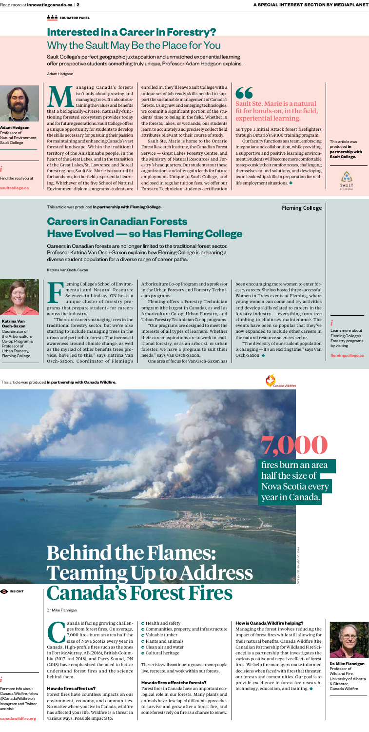EDUCATOR PANEL

# Interested in a Career in Forestry?

## Why the Sault May Be the Place for You

Sault College's perfect geographic juxtaposition and unmatched experiential learning offer prospective students something truly unique, Professor Adam Hodgson explains.

Adam Hodgson

**Adam Hodgson**
Professor of Natural Environment, Sault College

Managing Canada's forests isn't only about growing and managing trees. It's about sustaining the values and benefits that a biologically-diverse, naturally-functioning forested ecosystem provides today and for future generations. Sault College offers a unique opportunity for students to develop the skills necessary for pursuing their passion for maintaining and enhancing Canada's vast forested landscape. Within the traditional territory of the Anishinaabe people, in the heart of the Great Lakes, and in the transition of the Great Lakes/St. Lawrence and Boreal forest regions, Sault Ste. Marie is a natural fit for hands-on, in-the-field, experiential learning. Whichever of the five School of Natural Environment diploma programs students are enrolled in, they'll leave Sault College with a unique set of job-ready skills needed to support the sustainable management of Canada's forests. Using new and emerging technologies, we commit a significant portion of the students' time to being in the field. Whether in the forests, lakes, or wetlands, our students learn to accurately and precisely collect field attributes relevant to their course of study.

Sault Ste. Marie is home to the Ontario Forest Research Institute, the Canadian Forest Service — Great Lakes Forestry Centre, and the Ministry of Natural Resources and Forestry's headquarters. Our students tour these organizations and often gain leads for future employment. Unique to Sault College, and enclosed in regular tuition fees, we offer our Forestry Technician students certification as Type 1 Initial Attack forest firefighters through Ontario's SP100 training program.

> Sault Ste. Marie is a natural fit for hands-on, in the field, experiential learning.

Our faculty functions as a team, embracing integration and collaboration, while providing a supportive and positive learning environment. Students will become more comfortable to step outside their comfort zones, challenging themselves to find solutions, and developing team leadership skills in preparation for real-life employment situations.

Find the real you at **saultcollege.ca**

This article was produced **in partnership with Sault College.**

---

This article was produced **in partnership with Fleming College.**

# Careers in Canadian Forests Have Evolved — so Has Fleming College

Careers in Canadian forests are no longer limited to the traditional forest sector. Professor Katrina Van Osch-Saxon explains how Fleming College is preparing a diverse student population for a diverse range of career paths.

Katrina Van Osch-Saxon

**Katrina Van Osch-Saxon**
Coordinator of the Arboriculture Co-op Program & Professor of Urban Forestry, Fleming College

Fleming College's School of Environmental and Natural Resource Sciences in Lindsay, ON hosts a unique cluster of forestry programs that prepare students for careers across the industry.

"There are careers managing trees in the traditional forestry sector, but we're also starting to include managing trees in the urban and peri-urban forests. The increased awareness around climate change, as well as the myriad of other benefits trees provide, have led to this," says Katrina Van Osch-Saxon, Coordinator of Fleming's Arboriculture Co-op Program and a professor in the Urban Forestry and Forestry Technician programs.

Fleming offers a Forestry Technician program (the largest in Canada), as well as Arboriculture Co-op, Urban Forestry, and Urban Forestry Technician Co-op programs.

"Our programs are designed to meet the interests of all types of learners. Whether their career aspirations are to work in traditional forestry, or as an arborist, or urban forester, we have a program to suit their needs," says Van Osch-Saxon.

One area of focus for Van Osch-Saxon has been encouraging more women to enter forestry careers. She has hosted three successful Women in Trees events at Fleming, where young women can come and try activities and develop skills related to careers in the forestry industry — everything from tree climbing to chainsaw maintenance. The events have been so popular that they've now expanded to include other careers in the natural resource sciences sector.

"The diversity of our student population is changing — it's an exciting time," says Van Osch-Saxon.

Learn more about Fleming College's Forestry programs by visiting **flemingcollege.ca**

---

This article was produced **in partnership with Canada Wildfire.**

**7,000** fires burn an area half the size of Nova Scotia every year in Canada.

PHOTO: DENNIS QUINTILIO

INSIGHT

# Behind the Flames: Teaming Up to Address Canada's Forest Fires

Dr. Mike Flannigan

Canada is facing growing challenges from forest fires. On average, 7,000 fires burn an area half the size of Nova Scotia every year in Canada. High-profile fires such as the ones in Fort McMurray, AB (2016), British Columbia (2017 and 2018), and Parry Sound, ON (2018) have emphasized the need to better understand forest fires and the science behind them.

### How do fires affect us?

Forest fires have countless impacts on our environment, economy, and communities. No matter where you live in Canada, wildfire has affected your life. Wildfire is a threat in various ways. Possible impacts to:

- Health and safety
- Communities, property, and infrastructure
- Valuable timber
- Plants and animals
- Clean air and water
- Cultural heritage

These risks will continue to grow as more people live, recreate, and work within our forests.

### How do fires affect the forests?

Forest fires in Canada have an important ecological role in our forests. Many plants and animals have developed different approaches to survive and grow after a forest fire, and some forests rely on fire as a chance to renew.

### How is Canada Wildfire helping?

Managing the forest involves reducing the impact of forest fires while still allowing for their natural benefits. Canada Wildfire (the Canadian Partnership for Wildland Fire Science) is a partnership that investigates the various positive and negative effects of forest fires. We help fire managers make informed decisions when faced with fires that threaten our forests and communities. Our goal is to provide excellence in forest fire research, technology, education, and training.

**Dr. Mike Flannigan**
Professor of Wildland Fire, University of Alberta & Director, Canada Wildfire

For more info about Canada Wildfire, follow @CanadaWildfire on Instagram and Twitter and visit **canadawildfire.org**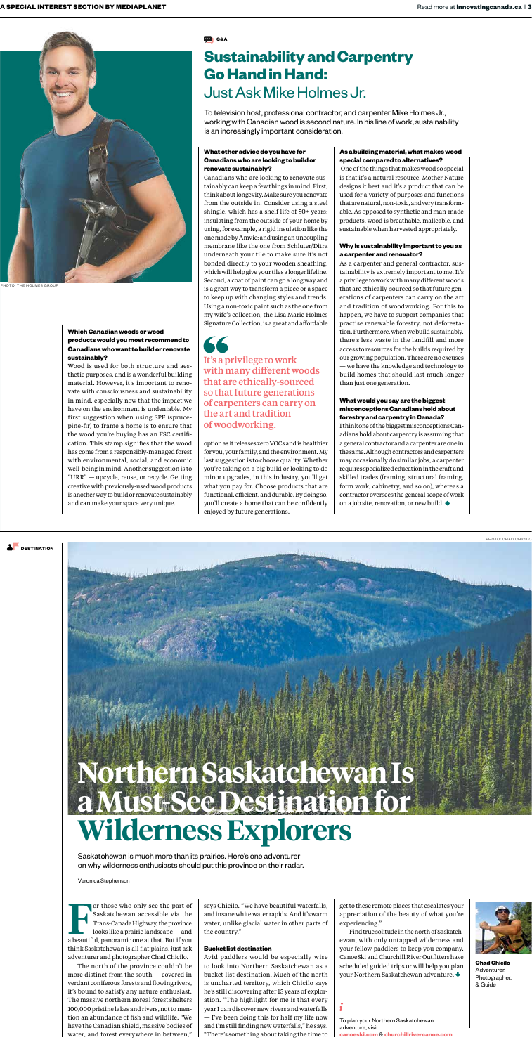PHOTO: THE HOLMES GROUP

Q&A

# Sustainability and Carpentry Go Hand in Hand: Just Ask Mike Holmes Jr.

To television host, professional contractor, and carpenter Mike Holmes Jr., working with Canadian wood is second nature. In his line of work, sustainability is an increasingly important consideration.

### Which Canadian woods or wood products would you most recommend to Canadians who want to build or renovate sustainably?

Wood is used for both structure and aesthetic purposes, and is a wonderful building material. However, it's important to renovate with consciousness and sustainability in mind, especially now that the impact we have on the environment is undeniable. My first suggestion when using SPF (spruce-pine-fir) to frame a home is to ensure that the wood you're buying has an FSC certification. This stamp signifies that the wood has come from a responsibly-managed forest with environmental, social, and economic well-being in mind. Another suggestion is to "URR" — upcycle, reuse, or recycle. Getting creative with previously-used wood products is another way to build or renovate sustainably and can make your space very unique.

### What other advice do you have for Canadians who are looking to build or renovate sustainably?

Canadians who are looking to renovate sustainably can keep a few things in mind. First, think about longevity. Make sure you renovate from the outside in. Consider using a steel shingle, which has a shelf life of 50+ years; insulating from the outside of your home by using, for example, a rigid insulation like the one made by Amvic; and using an uncoupling membrane like the one from Schluter/Ditra underneath your tile to make sure it's not bonded directly to your wooden sheathing, which will help give your tiles a longer lifeline. Second, a coat of paint can go a long way and is a great way to transform a piece or a space to keep up with changing styles and trends. Using a non-toxic paint such as the one from my wife's collection, the Lisa Marie Holmes Signature Collection, is a great and affordable option as it releases zero VOCs and is healthier for you, your family, and the environment. My last suggestion is to choose quality. Whether you're taking on a big build or looking to do minor upgrades, in this industry, you'll get what you pay for. Choose products that are functional, efficient, and durable. By doing so, you'll create a home that can be confidently enjoyed by future generations.

> It's a privilege to work with many different woods that are ethically-sourced so that future generations of carpenters can carry on the art and tradition of woodworking.

### As a building material, what makes wood special compared to alternatives?

One of the things that makes wood so special is that it's a natural resource. Mother Nature designs it best and it's a product that can be used for a variety of purposes and functions that are natural, non-toxic, and very transformable. As opposed to synthetic and man-made products, wood is breathable, malleable, and sustainable when harvested appropriately.

### Why is sustainability important to you as a carpenter and renovator?

As a carpenter and general contractor, sustainability is extremely important to me. It's a privilege to work with many different woods that are ethically-sourced so that future generations of carpenters can carry on the art and tradition of woodworking. For this to happen, we have to support companies that practise renewable forestry, not deforestation. Furthermore, when we build sustainably, there's less waste in the landfill and more access to resources for the builds required by our growing population. There are no excuses — we have the knowledge and technology to build homes that should last much longer than just one generation.

### What would you say are the biggest misconceptions Canadians hold about forestry and carpentry in Canada?

I think one of the biggest misconceptions Canadians hold about carpentry is assuming that a general contractor and a carpenter are one in the same. Although contractors and carpenters may occasionally do similar jobs, a carpenter requires specialized education in the craft and skilled trades (framing, structural framing, form work, cabinetry, and so on), whereas a contractor oversees the general scope of work on a job site, renovation, or new build.

DESTINATION

PHOTO: CHAD CHICILO

# Northern Saskatchewan Is a Must-See Destination for Wilderness Explorers

Saskatchewan is much more than its prairies. Here's one adventurer on why wilderness enthusiasts should put this province on their radar.

Veronica Stephenson

For those who only see the part of Saskatchewan accessible via the Trans-Canada Highway, the province looks like a prairie landscape — and a beautiful, panoramic one at that. But if you think Saskatchewan is all flat plains, just ask adventurer and photographer Chad Chicilo.

The north of the province couldn't be more distinct from the south — covered in verdant coniferous forests and flowing rivers, it's bound to satisfy any nature enthusiast. The massive northern Boreal forest shelters 100,000 pristine lakes and rivers, not to mention an abundance of fish and wildlife. "We have the Canadian shield, massive bodies of water, and forest everywhere in between," says Chicilo. "We have beautiful waterfalls, and insane white water rapids. And it's warm water, unlike glacial water in other parts of the country."

### Bucket list destination

Avid paddlers would be especially wise to look into Northern Saskatchewan as a bucket list destination. Much of the north is uncharted territory, which Chicilo says he's still discovering after 15 years of exploration. "The highlight for me is that every year I can discover new rivers and waterfalls — I've been doing this for half my life now and I'm still finding new waterfalls," he says. "There's something about taking the time to get to these remote places that escalates your appreciation of the beauty of what you're experiencing."

Find true solitude in the north of Saskatchewan, with only untapped wilderness and your fellow paddlers to keep you company. CanoeSki and Churchill River Outfitters have scheduled guided trips or will help you plan your Northern Saskatchewan adventure.

**Chad Chicilo**
Adventurer, Photographer, & Guide

To plan your Northern Saskatchewan adventure, visit
**canoeski.com** & **churchillrivercanoe.com**